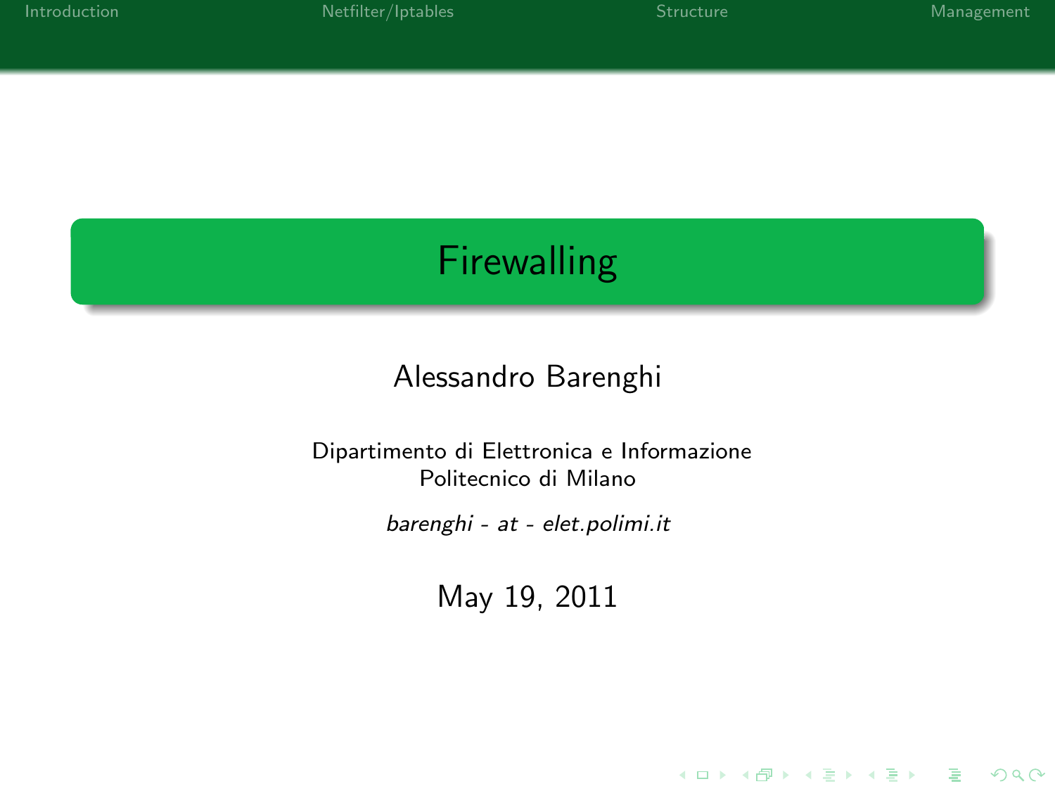# Firewalling

Alessandro Barenghi

Dipartimento di Elettronica e Informazione
Politecnico di Milano

*barenghi - at - elet.polimi.it*

May 19, 2011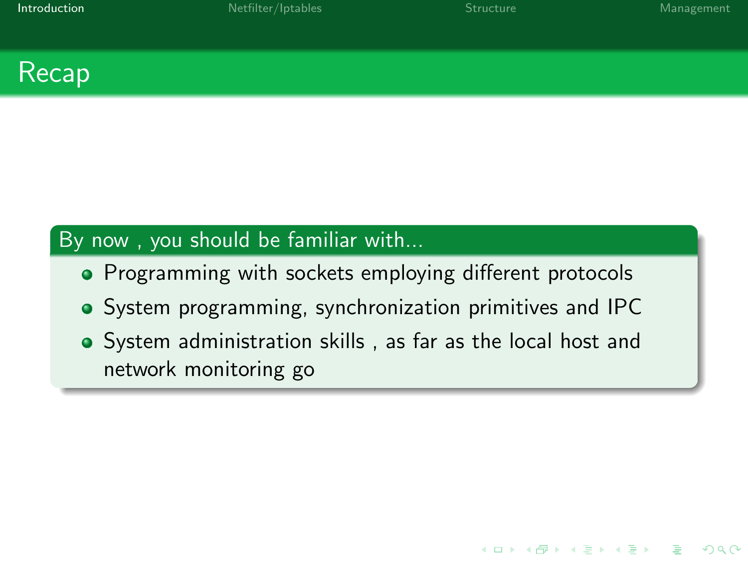# Recap

**By now , you should be familiar with...**

- Programming with sockets employing different protocols
- System programming, synchronization primitives and IPC
- System administration skills , as far as the local host and network monitoring go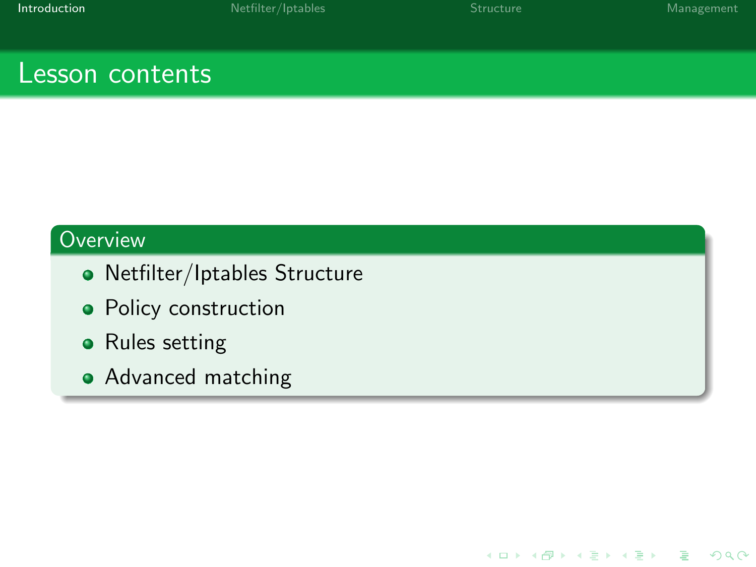# Lesson contents

## Overview

- Netfilter/Iptables Structure
- Policy construction
- Rules setting
- Advanced matching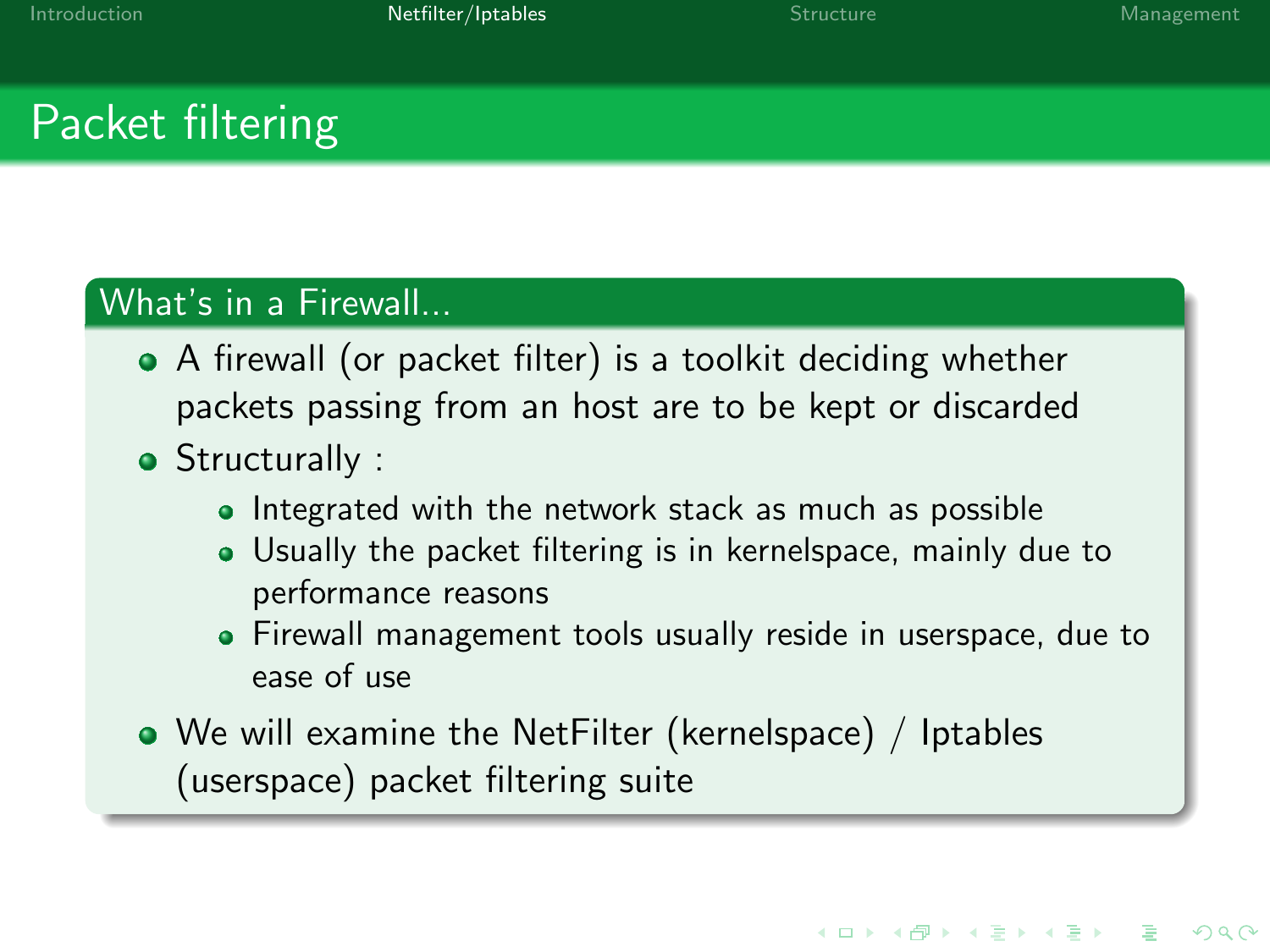# Packet filtering

## What's in a Firewall...

- A firewall (or packet filter) is a toolkit deciding whether packets passing from an host are to be kept or discarded
- Structurally :
    - Integrated with the network stack as much as possible
    - Usually the packet filtering is in kernelspace, mainly due to performance reasons
    - Firewall management tools usually reside in userspace, due to ease of use
- We will examine the NetFilter (kernelspace) / Iptables (userspace) packet filtering suite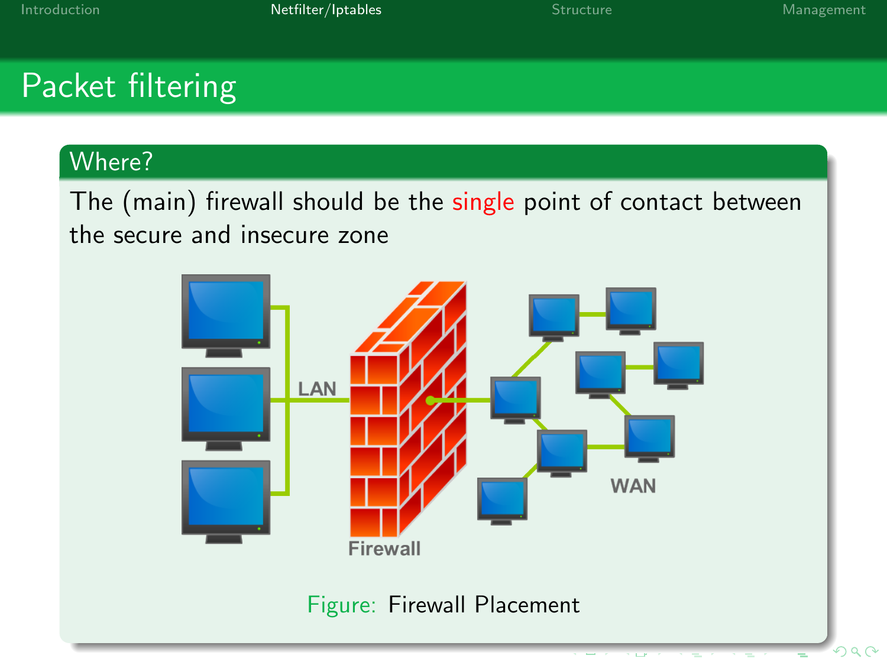# Packet filtering

## Where?

The (main) firewall should be the single point of contact between the secure and insecure zone

Figure: Firewall Placement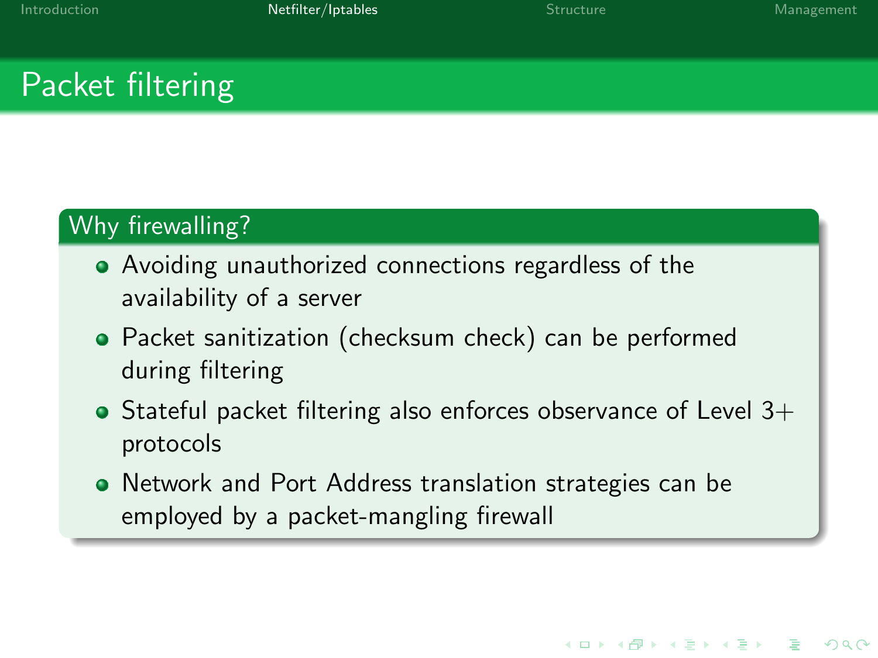# Packet filtering

## Why firewalling?

- Avoiding unauthorized connections regardless of the availability of a server
- Packet sanitization (checksum check) can be performed during filtering
- Stateful packet filtering also enforces observance of Level 3+ protocols
- Network and Port Address translation strategies can be employed by a packet-mangling firewall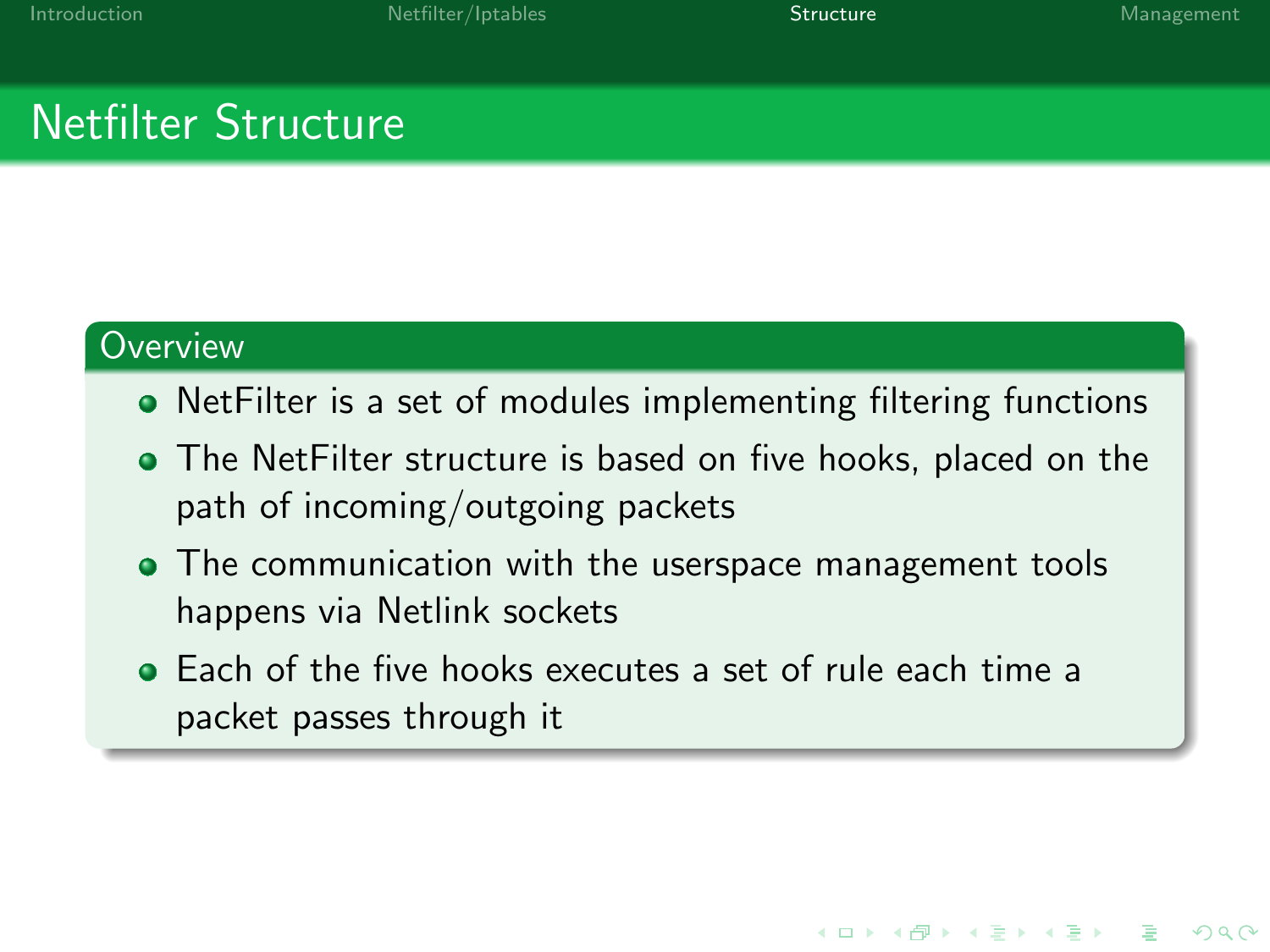# Netfilter Structure

## Overview

- NetFilter is a set of modules implementing filtering functions
- The NetFilter structure is based on five hooks, placed on the path of incoming/outgoing packets
- The communication with the userspace management tools happens via Netlink sockets
- Each of the five hooks executes a set of rule each time a packet passes through it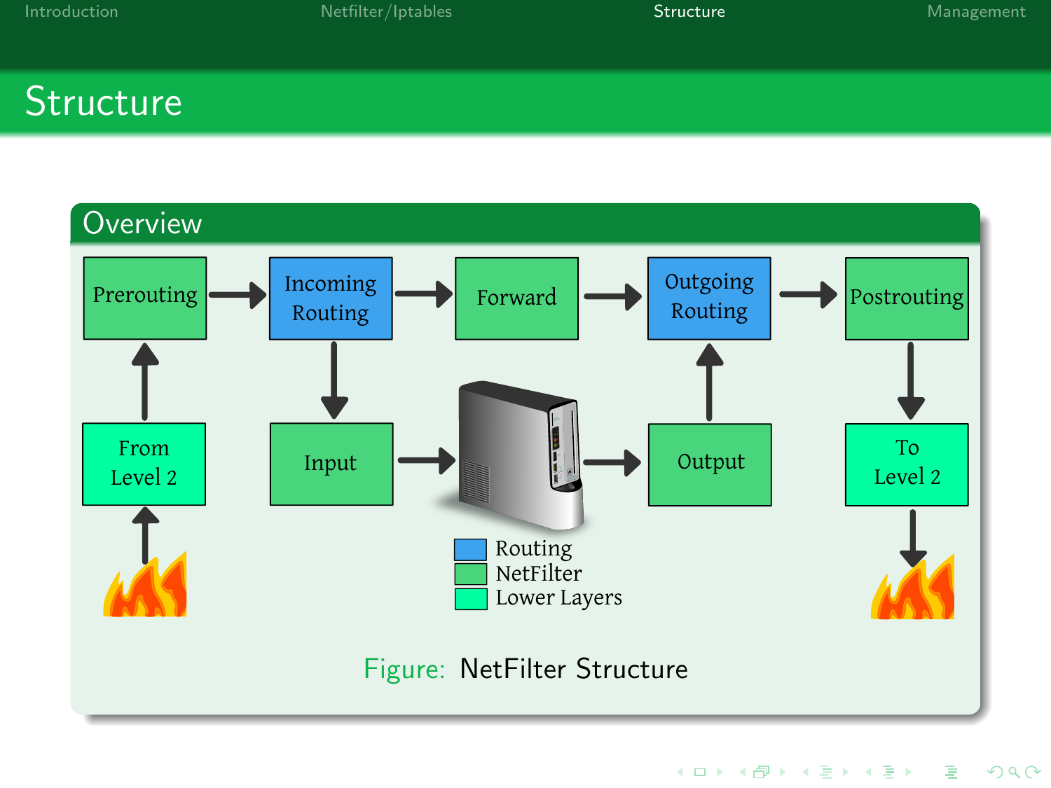# Structure

## Overview

Prerouting → Incoming Routing → Forward → Outgoing Routing → Postrouting

From Level 2 → Prerouting

Incoming Routing → Input → Output → Outgoing Routing

Postrouting → To Level 2

- Routing
- NetFilter
- Lower Layers

Figure: NetFilter Structure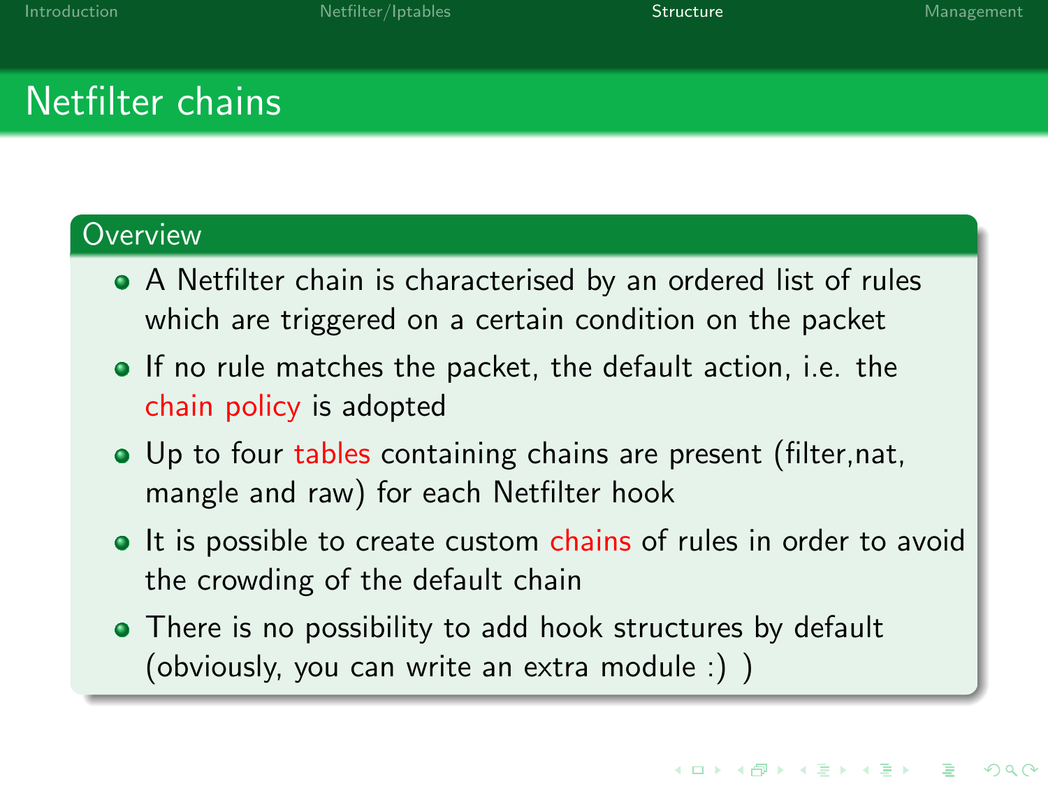# Netfilter chains

## Overview

- A Netfilter chain is characterised by an ordered list of rules which are triggered on a certain condition on the packet
- If no rule matches the packet, the default action, i.e. the chain policy is adopted
- Up to four tables containing chains are present (filter,nat, mangle and raw) for each Netfilter hook
- It is possible to create custom chains of rules in order to avoid the crowding of the default chain
- There is no possibility to add hook structures by default (obviously, you can write an extra module :) )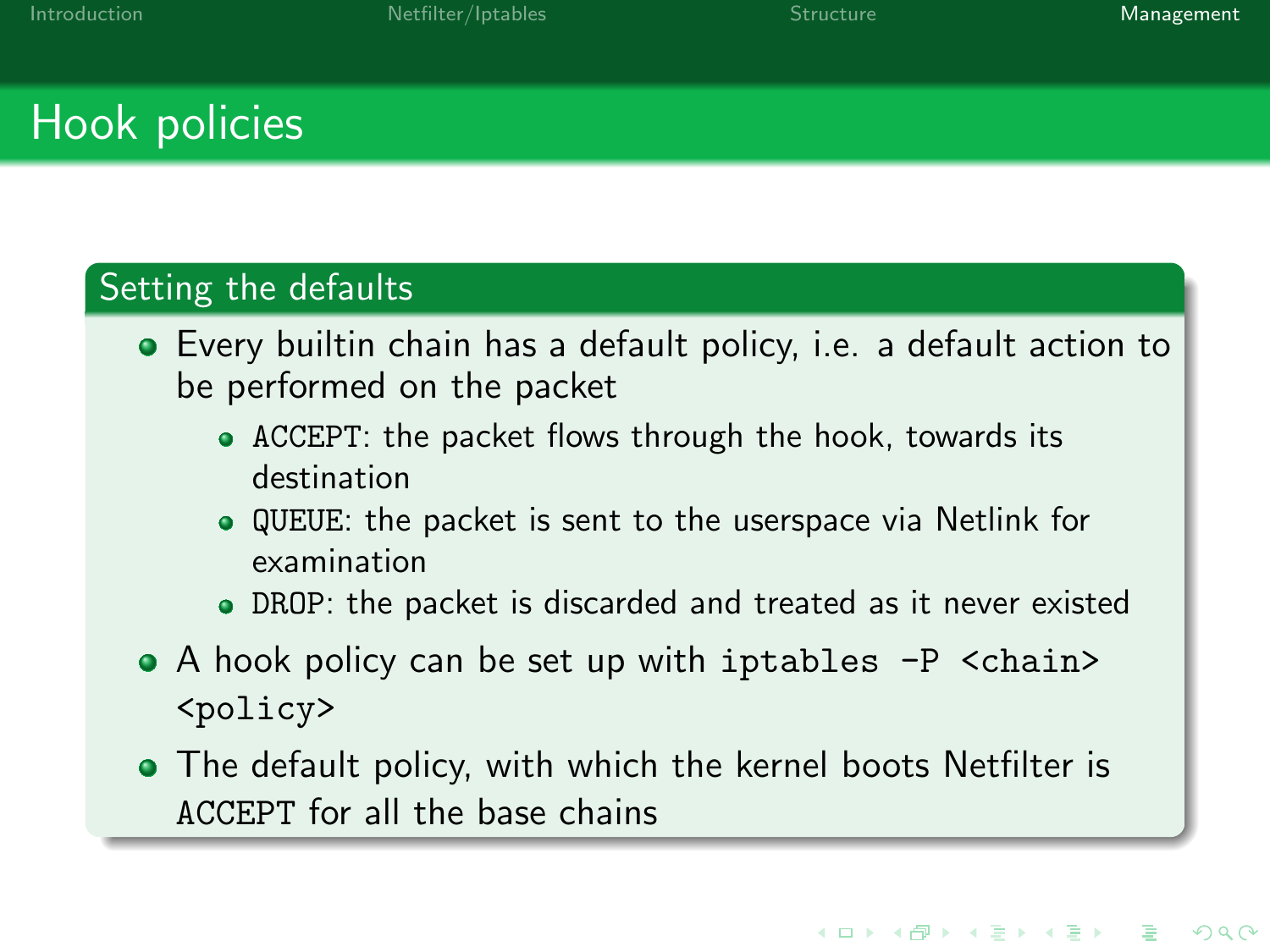# Hook policies

## Setting the defaults

- Every builtin chain has a default policy, i.e. a default action to be performed on the packet
  - `ACCEPT`: the packet flows through the hook, towards its destination
  - `QUEUE`: the packet is sent to the userspace via Netlink for examination
  - `DROP`: the packet is discarded and treated as it never existed
- A hook policy can be set up with `iptables -P <chain> <policy>`
- The default policy, with which the kernel boots Netfilter is `ACCEPT` for all the base chains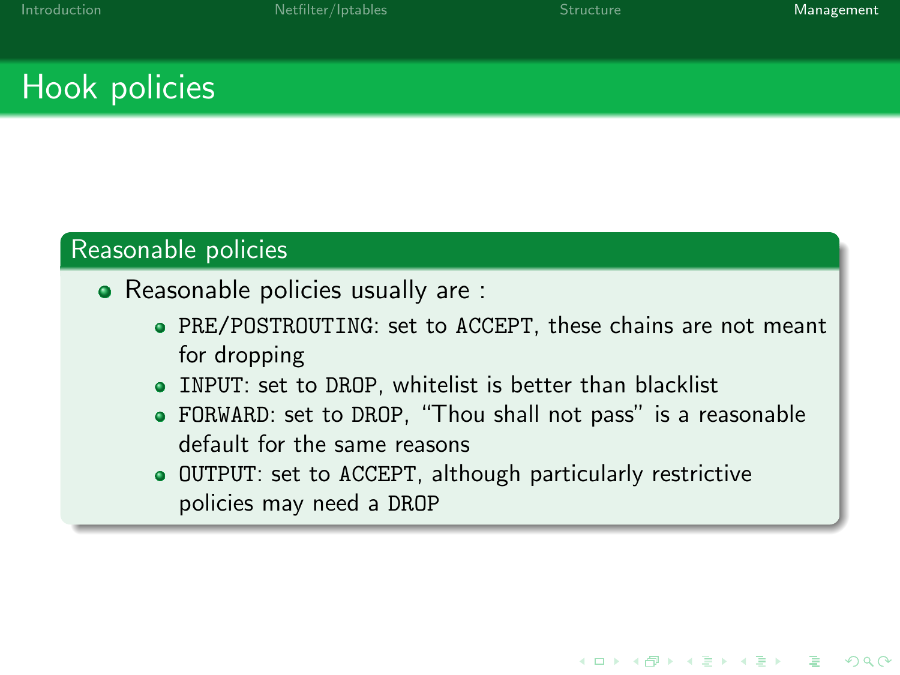# Hook policies

## Reasonable policies

- Reasonable policies usually are :
  - `PRE/POSTROUTING`: set to `ACCEPT`, these chains are not meant for dropping
  - `INPUT`: set to `DROP`, whitelist is better than blacklist
  - `FORWARD`: set to `DROP`, "Thou shall not pass" is a reasonable default for the same reasons
  - `OUTPUT`: set to `ACCEPT`, although particularly restrictive policies may need a `DROP`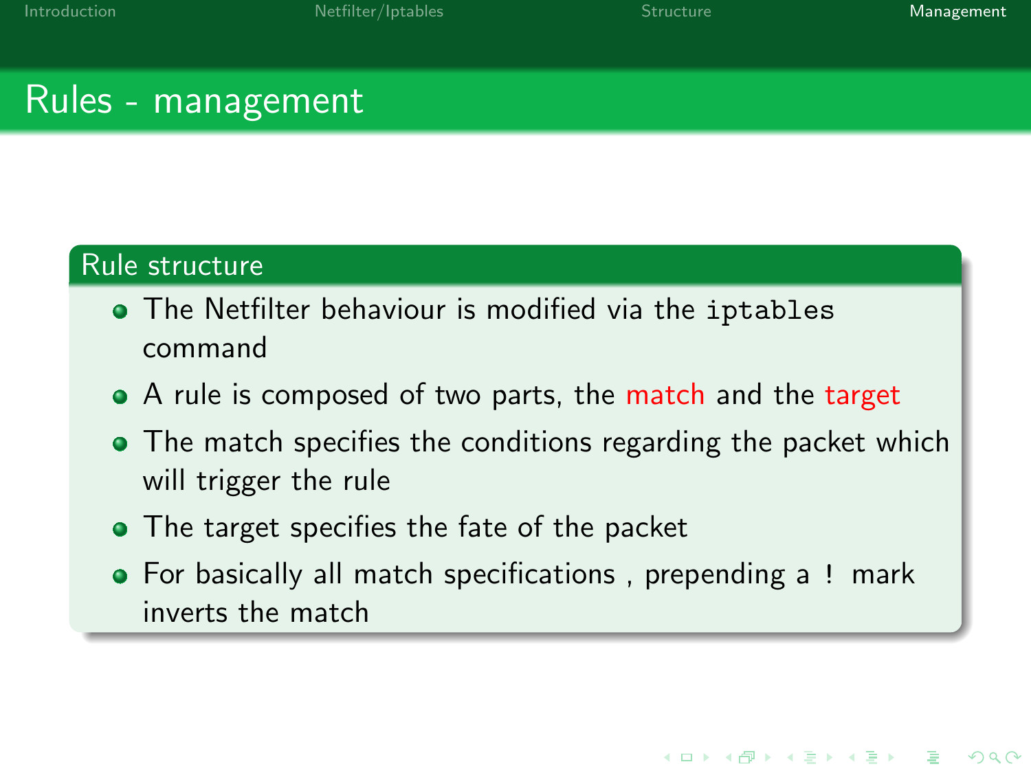# Rules - management

## Rule structure

- The Netfilter behaviour is modified via the `iptables` command
- A rule is composed of two parts, the match and the target
- The match specifies the conditions regarding the packet which will trigger the rule
- The target specifies the fate of the packet
- For basically all match specifications , prepending a `!` mark inverts the match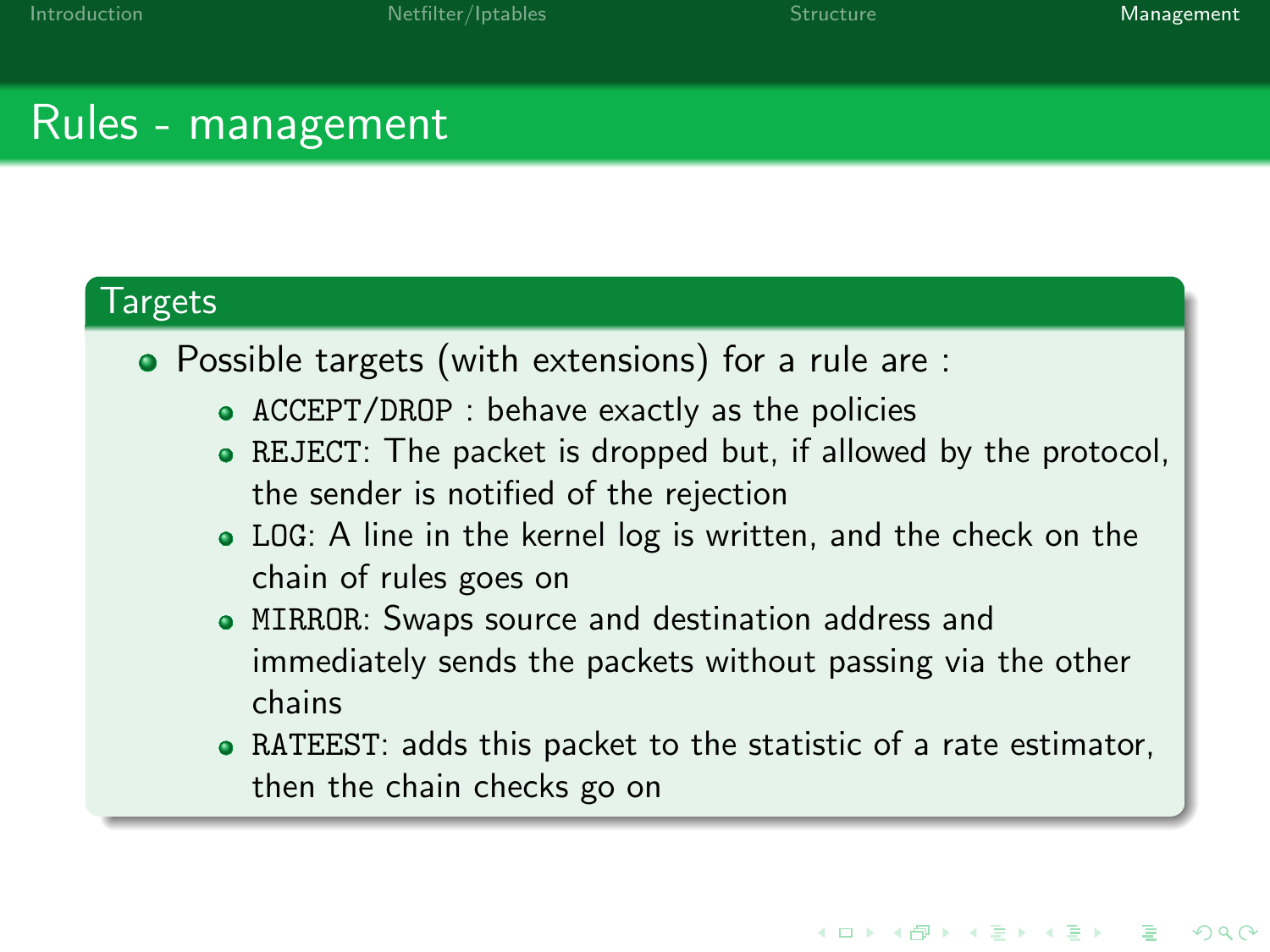# Rules - management

## Targets

- Possible targets (with extensions) for a rule are :
  - `ACCEPT/DROP` : behave exactly as the policies
  - `REJECT`: The packet is dropped but, if allowed by the protocol, the sender is notified of the rejection
  - `LOG`: A line in the kernel log is written, and the check on the chain of rules goes on
  - `MIRROR`: Swaps source and destination address and immediately sends the packets without passing via the other chains
  - `RATEEST`: adds this packet to the statistic of a rate estimator, then the chain checks go on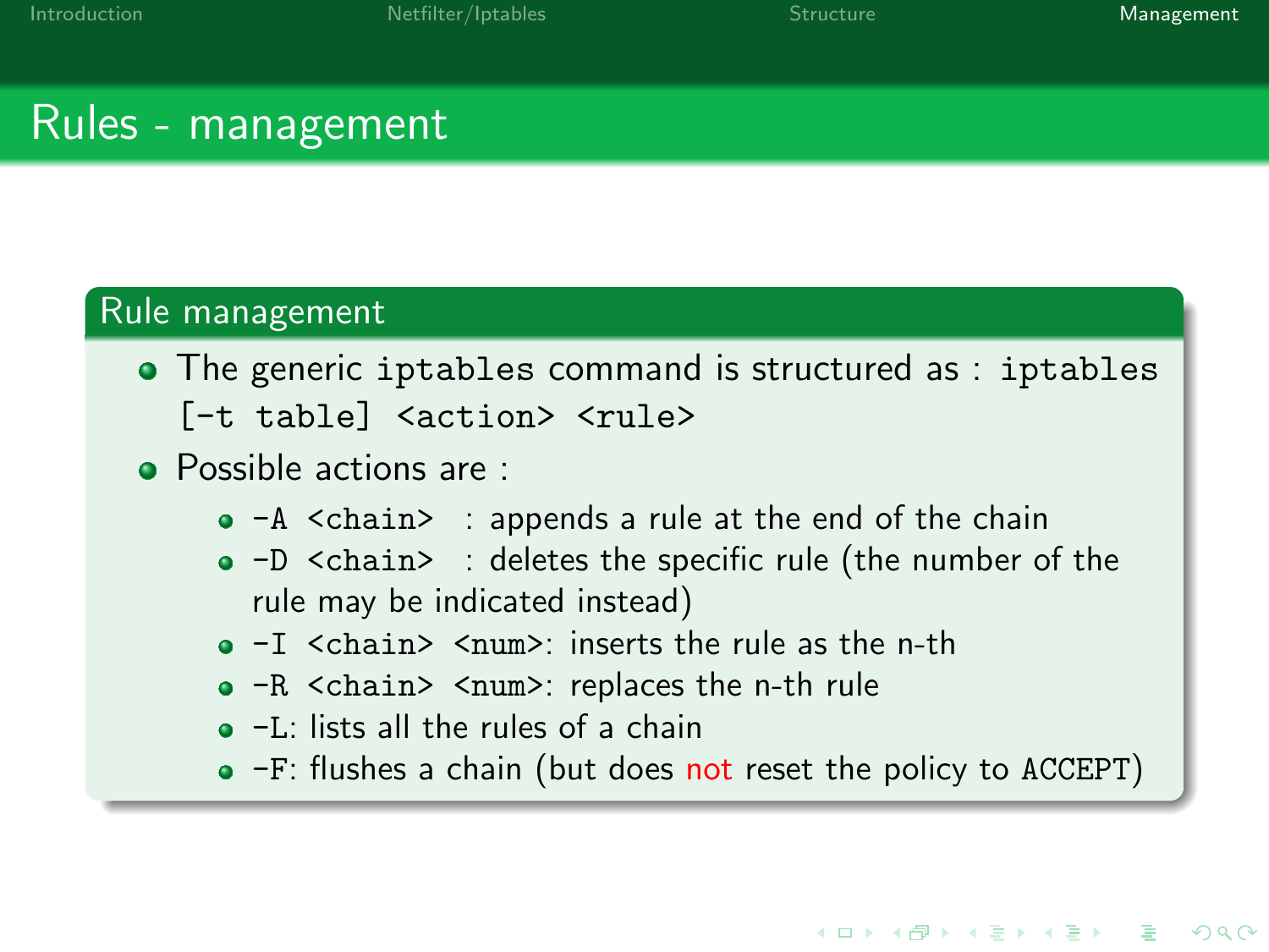# Rules - management

## Rule management

- The generic iptables command is structured as : `iptables [-t table] <action> <rule>`
- Possible actions are :
  - `-A <chain>` : appends a rule at the end of the chain
  - `-D <chain>` : deletes the specific rule (the number of the rule may be indicated instead)
  - `-I <chain> <num>`: inserts the rule as the n-th
  - `-R <chain> <num>`: replaces the n-th rule
  - `-L`: lists all the rules of a chain
  - `-F`: flushes a chain (but does not reset the policy to `ACCEPT`)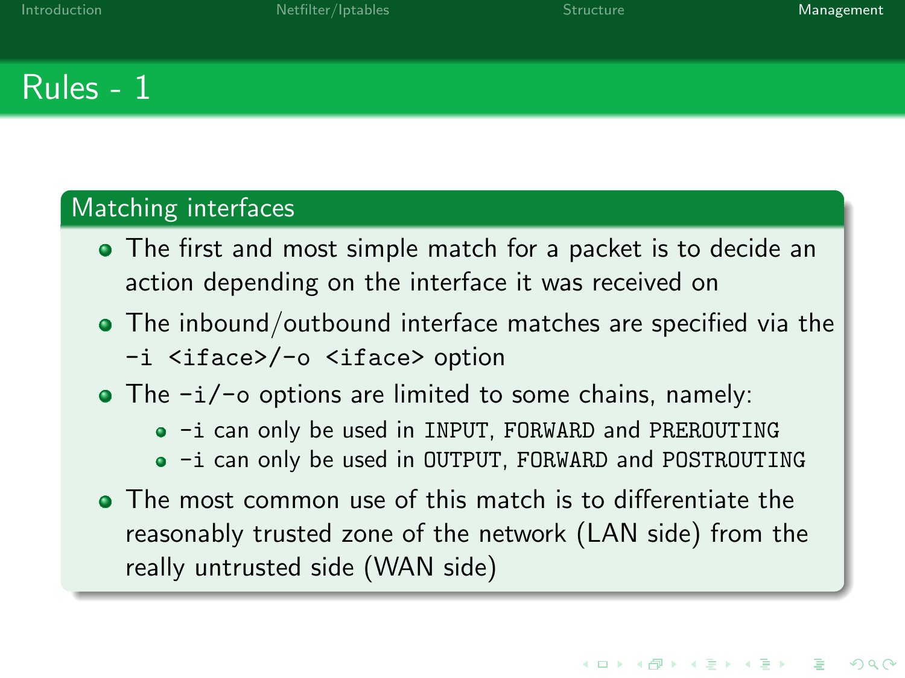# Rules - 1

## Matching interfaces

- The first and most simple match for a packet is to decide an action depending on the interface it was received on
- The inbound/outbound interface matches are specified via the `-i <iface>`/`-o <iface>` option
- The `-i`/`-o` options are limited to some chains, namely:
  - `-i` can only be used in `INPUT`, `FORWARD` and `PREROUTING`
  - `-i` can only be used in `OUTPUT`, `FORWARD` and `POSTROUTING`
- The most common use of this match is to differentiate the reasonably trusted zone of the network (LAN side) from the really untrusted side (WAN side)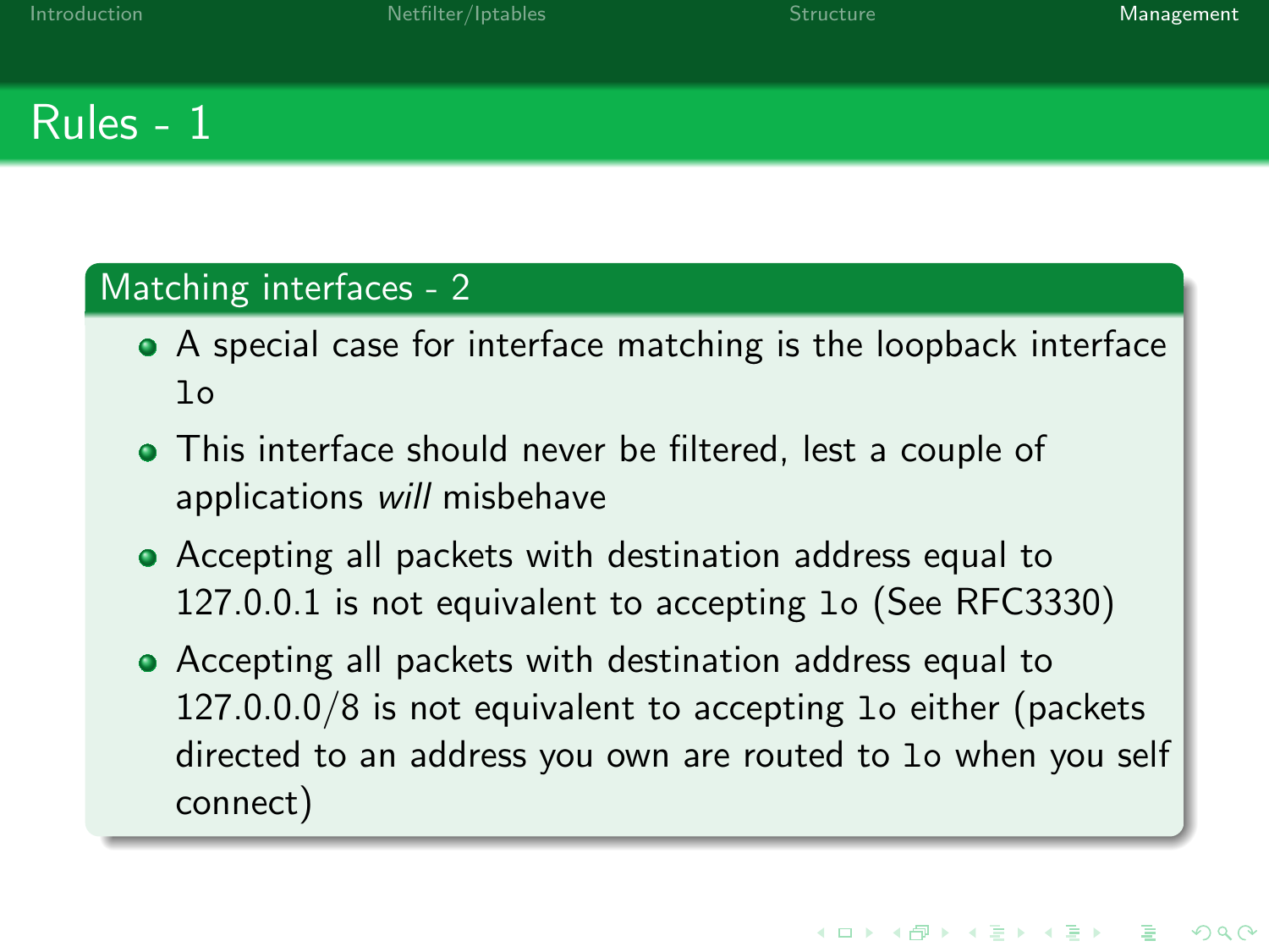# Rules - 1

## Matching interfaces - 2

- A special case for interface matching is the loopback interface `lo`
- This interface should never be filtered, lest a couple of applications *will* misbehave
- Accepting all packets with destination address equal to 127.0.0.1 is not equivalent to accepting `lo` (See RFC3330)
- Accepting all packets with destination address equal to 127.0.0.0/8 is not equivalent to accepting `lo` either (packets directed to an address you own are routed to `lo` when you self connect)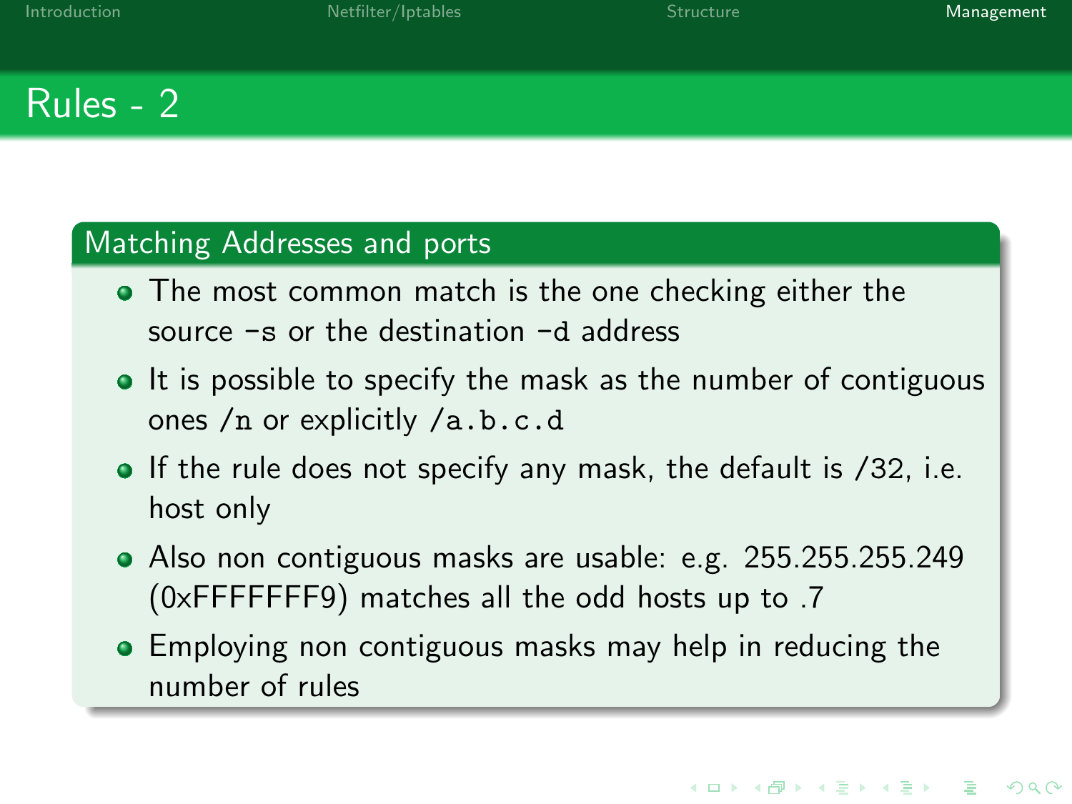# Rules - 2

## Matching Addresses and ports

- The most common match is the one checking either the source `-s` or the destination `-d` address
- It is possible to specify the mask as the number of contiguous ones `/n` or explicitly `/a.b.c.d`
- If the rule does not specify any mask, the default is /32, i.e. host only
- Also non contiguous masks are usable: e.g. 255.255.255.249 (0xFFFFFFF9) matches all the odd hosts up to .7
- Employing non contiguous masks may help in reducing the number of rules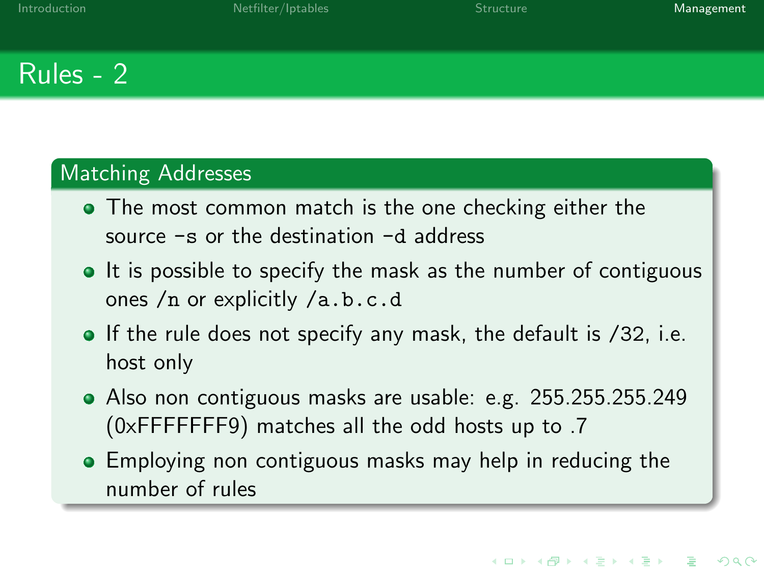# Rules - 2

## Matching Addresses

- The most common match is the one checking either the source `-s` or the destination `-d` address
- It is possible to specify the mask as the number of contiguous ones `/n` or explicitly `/a.b.c.d`
- If the rule does not specify any mask, the default is /32, i.e. host only
- Also non contiguous masks are usable: e.g. 255.255.255.249 (0xFFFFFFF9) matches all the odd hosts up to .7
- Employing non contiguous masks may help in reducing the number of rules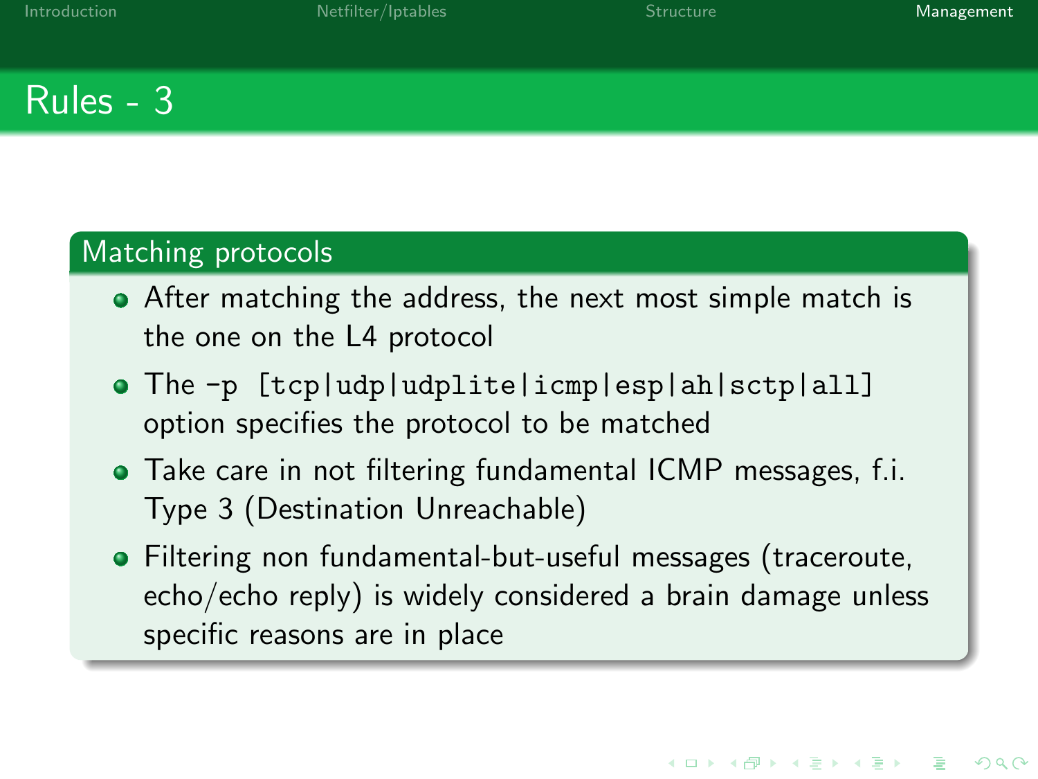# Rules - 3

## Matching protocols

- After matching the address, the next most simple match is the one on the L4 protocol
- The `-p [tcp|udp|udplite|icmp|esp|ah|sctp|all]` option specifies the protocol to be matched
- Take care in not filtering fundamental ICMP messages, f.i. Type 3 (Destination Unreachable)
- Filtering non fundamental-but-useful messages (traceroute, echo/echo reply) is widely considered a brain damage unless specific reasons are in place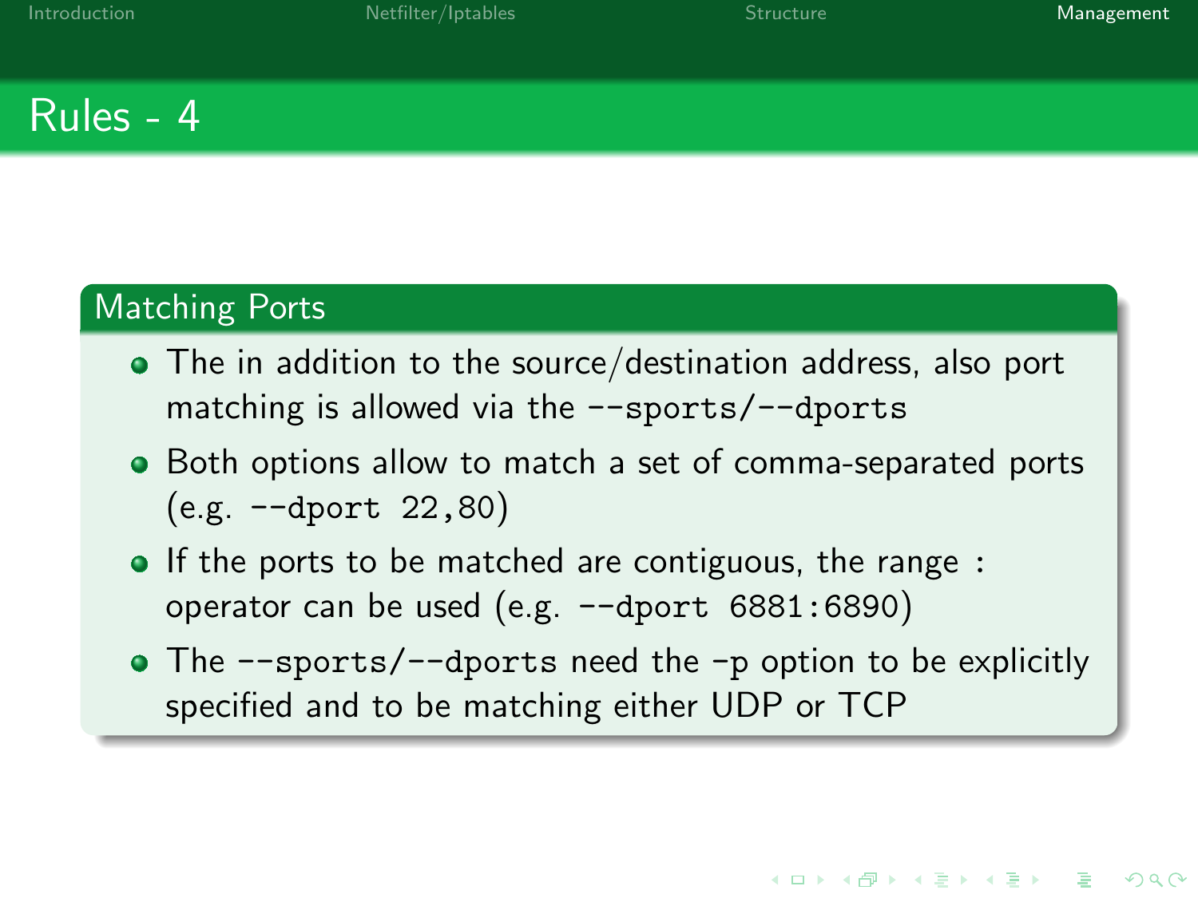# Rules - 4

## Matching Ports

- The in addition to the source/destination address, also port matching is allowed via the `--sports`/`--dports`
- Both options allow to match a set of comma-separated ports (e.g. `--dport 22,80`)
- If the ports to be matched are contiguous, the range `:` operator can be used (e.g. `--dport 6881:6890`)
- The `--sports`/`--dports` need the `-p` option to be explicitly specified and to be matching either UDP or TCP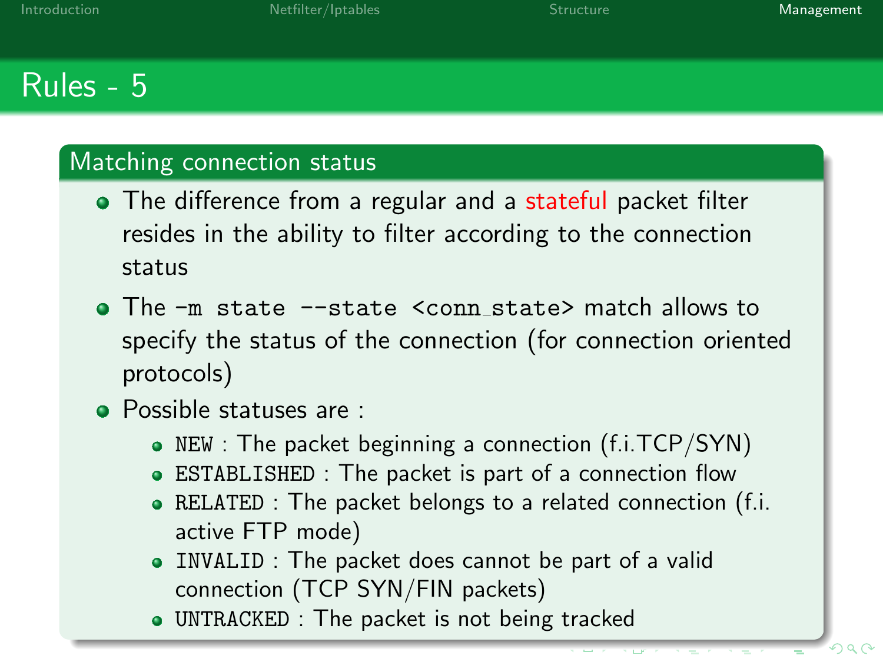# Rules - 5

## Matching connection status

- The difference from a regular and a stateful packet filter resides in the ability to filter according to the connection status
- The `-m state --state <conn_state>` match allows to specify the status of the connection (for connection oriented protocols)
- Possible statuses are :
  - `NEW` : The packet beginning a connection (f.i.TCP/SYN)
  - `ESTABLISHED` : The packet is part of a connection flow
  - `RELATED` : The packet belongs to a related connection (f.i. active FTP mode)
  - `INVALID` : The packet does cannot be part of a valid connection (TCP SYN/FIN packets)
  - `UNTRACKED` : The packet is not being tracked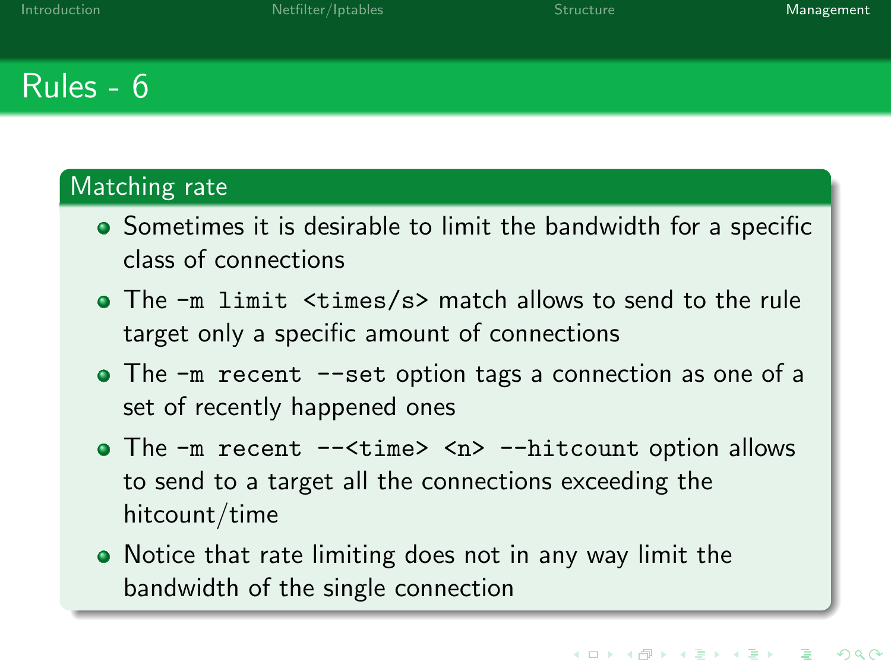# Rules - 6

## Matching rate

- Sometimes it is desirable to limit the bandwidth for a specific class of connections
- The `-m limit <times/s>` match allows to send to the rule target only a specific amount of connections
- The `-m recent --set` option tags a connection as one of a set of recently happened ones
- The `-m recent --<time> <n> --hitcount` option allows to send to a target all the connections exceeding the hitcount/time
- Notice that rate limiting does not in any way limit the bandwidth of the single connection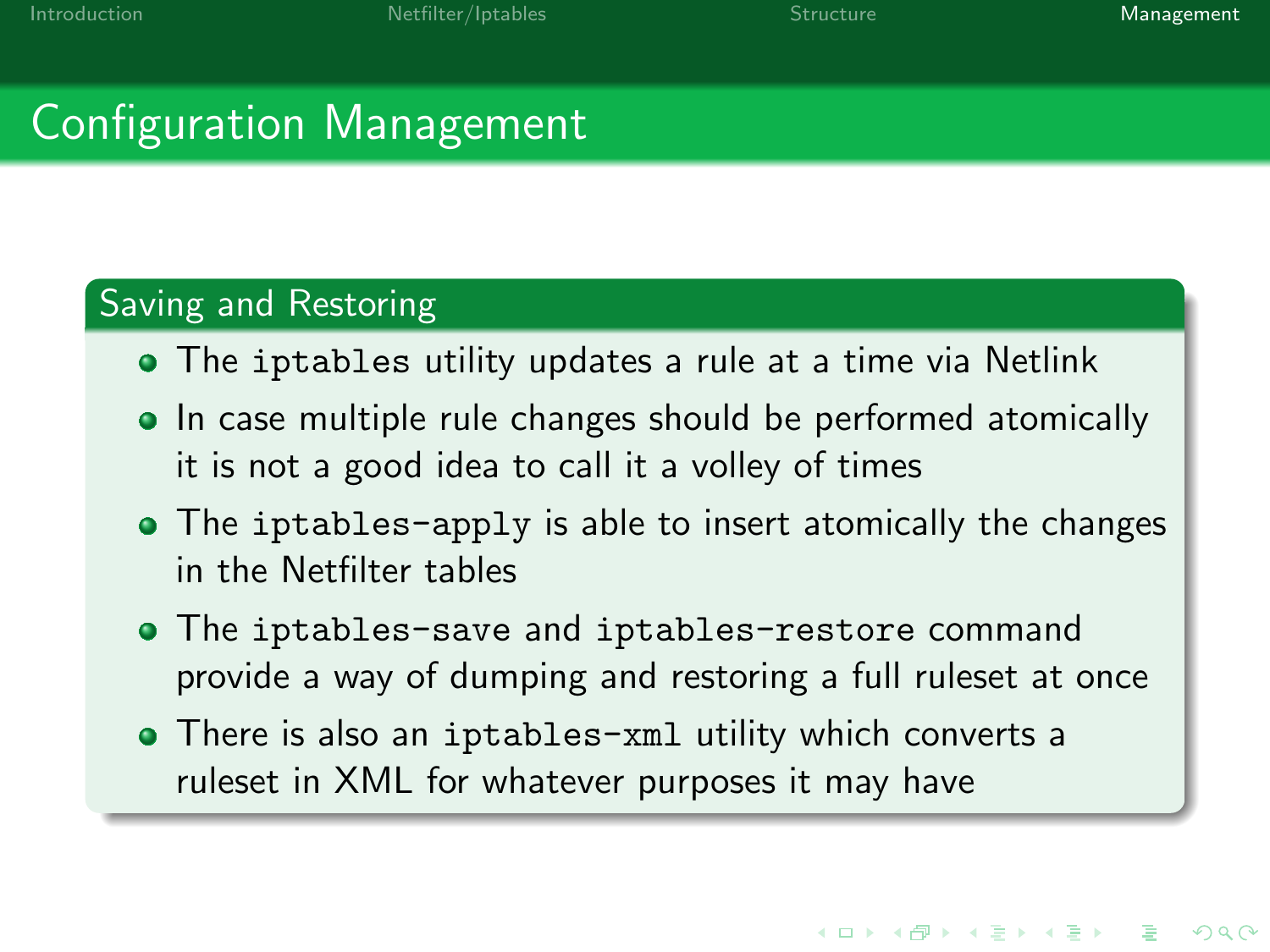# Configuration Management

## Saving and Restoring

- The `iptables` utility updates a rule at a time via Netlink
- In case multiple rule changes should be performed atomically it is not a good idea to call it a volley of times
- The `iptables-apply` is able to insert atomically the changes in the Netfilter tables
- The `iptables-save` and `iptables-restore` command provide a way of dumping and restoring a full ruleset at once
- There is also an `iptables-xml` utility which converts a ruleset in XML for whatever purposes it may have